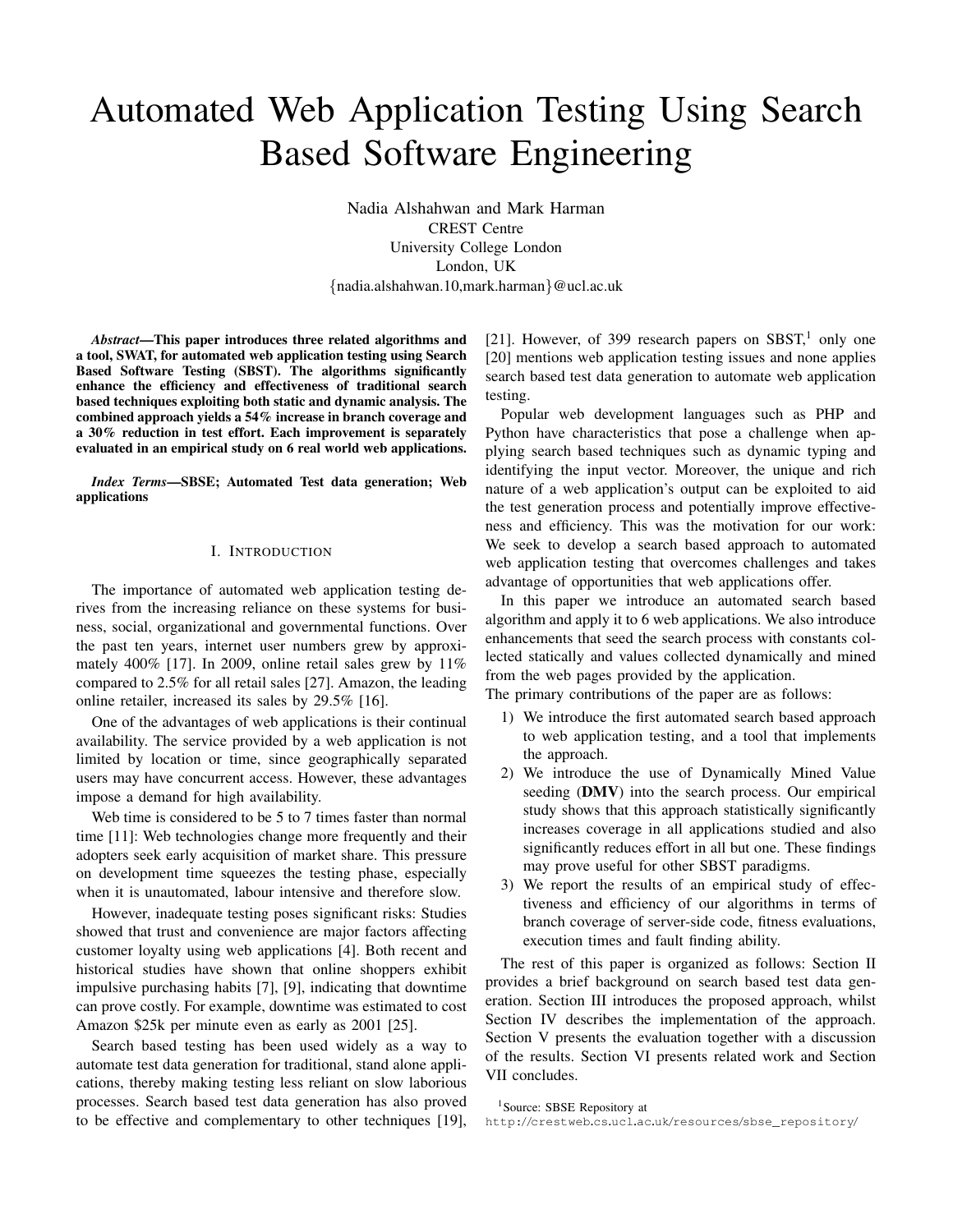# Automated Web Application Testing Using Search Based Software Engineering

Nadia Alshahwan and Mark Harman
CREST Centre
University College London
London, UK
{nadia.alshahwan.10,mark.harman}@ucl.ac.uk

***Abstract*—This paper introduces three related algorithms and a tool, SWAT, for automated web application testing using Search Based Software Testing (SBST). The algorithms significantly enhance the efficiency and effectiveness of traditional search based techniques exploiting both static and dynamic analysis. The combined approach yields a 54% increase in branch coverage and a 30% reduction in test effort. Each improvement is separately evaluated in an empirical study on 6 real world web applications.**

***Index Terms*—SBSE; Automated Test data generation; Web applications**

## I. Introduction

The importance of automated web application testing derives from the increasing reliance on these systems for business, social, organizational and governmental functions. Over the past ten years, internet user numbers grew by approximately 400% [17]. In 2009, online retail sales grew by 11% compared to 2.5% for all retail sales [27]. Amazon, the leading online retailer, increased its sales by 29.5% [16].

One of the advantages of web applications is their continual availability. The service provided by a web application is not limited by location or time, since geographically separated users may have concurrent access. However, these advantages impose a demand for high availability.

Web time is considered to be 5 to 7 times faster than normal time [11]: Web technologies change more frequently and their adopters seek early acquisition of market share. This pressure on development time squeezes the testing phase, especially when it is unautomated, labour intensive and therefore slow.

However, inadequate testing poses significant risks: Studies showed that trust and convenience are major factors affecting customer loyalty using web applications [4]. Both recent and historical studies have shown that online shoppers exhibit impulsive purchasing habits [7], [9], indicating that downtime can prove costly. For example, downtime was estimated to cost Amazon $25k per minute even as early as 2001 [25].

Search based testing has been used widely as a way to automate test data generation for traditional, stand alone applications, thereby making testing less reliant on slow laborious processes. Search based test data generation has also proved to be effective and complementary to other techniques [19], [21]. However, of 399 research papers on SBST,[1] only one [20] mentions web application testing issues and none applies search based test data generation to automate web application testing.

Popular web development languages such as PHP and Python have characteristics that pose a challenge when applying search based techniques such as dynamic typing and identifying the input vector. Moreover, the unique and rich nature of a web application's output can be exploited to aid the test generation process and potentially improve effectiveness and efficiency. This was the motivation for our work: We seek to develop a search based approach to automated web application testing that overcomes challenges and takes advantage of opportunities that web applications offer.

In this paper we introduce an automated search based algorithm and apply it to 6 web applications. We also introduce enhancements that seed the search process with constants collected statically and values collected dynamically and mined from the web pages provided by the application.

The primary contributions of the paper are as follows:

1) We introduce the first automated search based approach to web application testing, and a tool that implements the approach.
2) We introduce the use of Dynamically Mined Value seeding (**DMV**) into the search process. Our empirical study shows that this approach statistically significantly increases coverage in all applications studied and also significantly reduces effort in all but one. These findings may prove useful for other SBST paradigms.
3) We report the results of an empirical study of effectiveness and efficiency of our algorithms in terms of branch coverage of server-side code, fitness evaluations, execution times and fault finding ability.

The rest of this paper is organized as follows: Section II provides a brief background on search based test data generation. Section III introduces the proposed approach, whilst Section IV describes the implementation of the approach. Section V presents the evaluation together with a discussion of the results. Section VI presents related work and Section VII concludes.

[1] Source: SBSE Repository at http://crestweb.cs.ucl.ac.uk/resources/sbse_repository/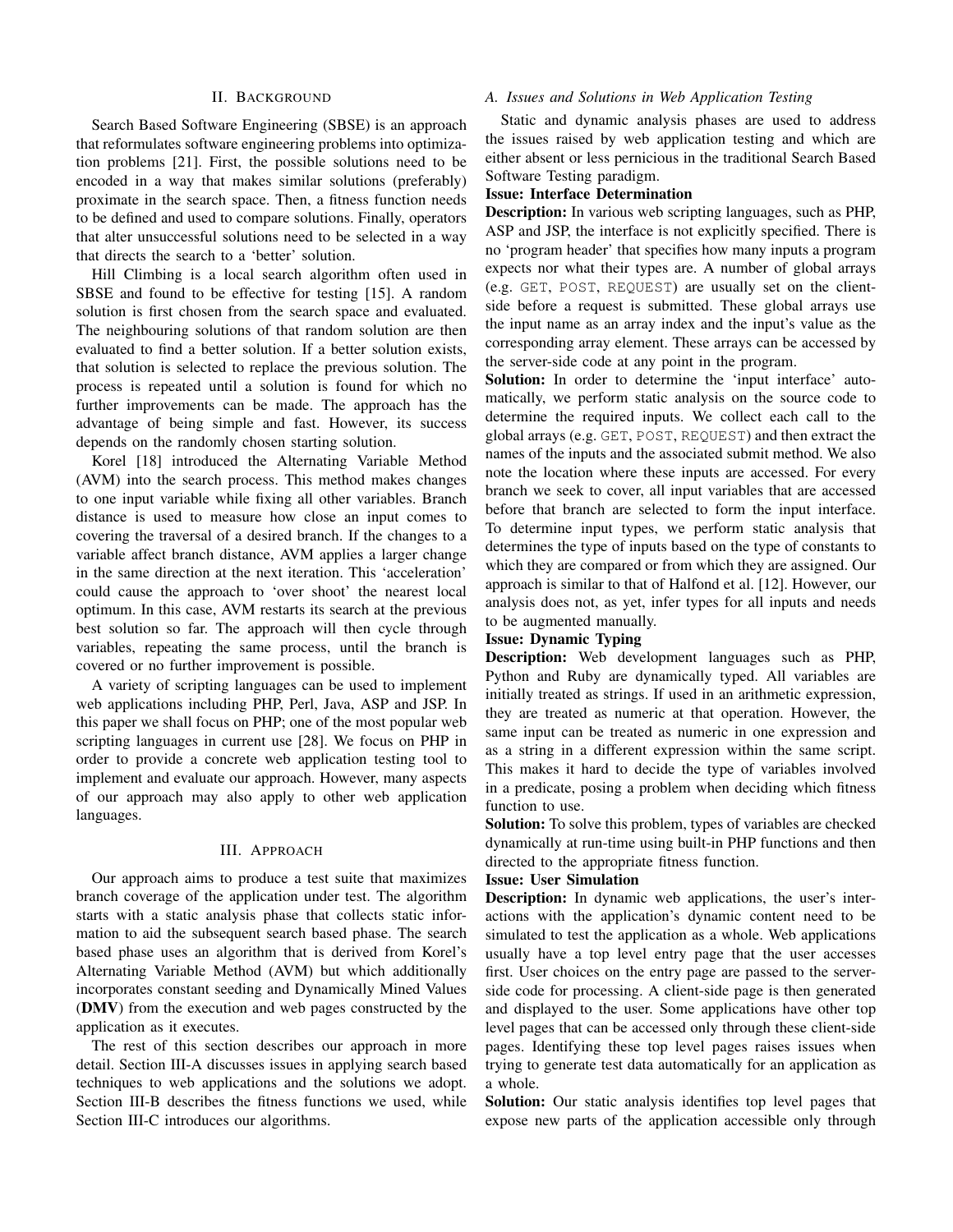## II. Background

Search Based Software Engineering (SBSE) is an approach that reformulates software engineering problems into optimization problems [21]. First, the possible solutions need to be encoded in a way that makes similar solutions (preferably) proximate in the search space. Then, a fitness function needs to be defined and used to compare solutions. Finally, operators that alter unsuccessful solutions need to be selected in a way that directs the search to a 'better' solution.

Hill Climbing is a local search algorithm often used in SBSE and found to be effective for testing [15]. A random solution is first chosen from the search space and evaluated. The neighbouring solutions of that random solution are then evaluated to find a better solution. If a better solution exists, that solution is selected to replace the previous solution. The process is repeated until a solution is found for which no further improvements can be made. The approach has the advantage of being simple and fast. However, its success depends on the randomly chosen starting solution.

Korel [18] introduced the Alternating Variable Method (AVM) into the search process. This method makes changes to one input variable while fixing all other variables. Branch distance is used to measure how close an input comes to covering the traversal of a desired branch. If the changes to a variable affect branch distance, AVM applies a larger change in the same direction at the next iteration. This 'acceleration' could cause the approach to 'over shoot' the nearest local optimum. In this case, AVM restarts its search at the previous best solution so far. The approach will then cycle through variables, repeating the same process, until the branch is covered or no further improvement is possible.

A variety of scripting languages can be used to implement web applications including PHP, Perl, Java, ASP and JSP. In this paper we shall focus on PHP; one of the most popular web scripting languages in current use [28]. We focus on PHP in order to provide a concrete web application testing tool to implement and evaluate our approach. However, many aspects of our approach may also apply to other web application languages.

## III. Approach

Our approach aims to produce a test suite that maximizes branch coverage of the application under test. The algorithm starts with a static analysis phase that collects static information to aid the subsequent search based phase. The search based phase uses an algorithm that is derived from Korel's Alternating Variable Method (AVM) but which additionally incorporates constant seeding and Dynamically Mined Values (**DMV**) from the execution and web pages constructed by the application as it executes.

The rest of this section describes our approach in more detail. Section III-A discusses issues in applying search based techniques to web applications and the solutions we adopt. Section III-B describes the fitness functions we used, while Section III-C introduces our algorithms.

### *A. Issues and Solutions in Web Application Testing*

Static and dynamic analysis phases are used to address the issues raised by web application testing and which are either absent or less pernicious in the traditional Search Based Software Testing paradigm.

**Issue: Interface Determination**

**Description:** In various web scripting languages, such as PHP, ASP and JSP, the interface is not explicitly specified. There is no 'program header' that specifies how many inputs a program expects nor what their types are. A number of global arrays (e.g. `GET`, `POST`, `REQUEST`) are usually set on the client-side before a request is submitted. These global arrays use the input name as an array index and the input's value as the corresponding array element. These arrays can be accessed by the server-side code at any point in the program.

**Solution:** In order to determine the 'input interface' automatically, we perform static analysis on the source code to determine the required inputs. We collect each call to the global arrays (e.g. `GET`, `POST`, `REQUEST`) and then extract the names of the inputs and the associated submit method. We also note the location where these inputs are accessed. For every branch we seek to cover, all input variables that are accessed before that branch are selected to form the input interface. To determine input types, we perform static analysis that determines the type of inputs based on the type of constants to which they are compared or from which they are assigned. Our approach is similar to that of Halfond et al. [12]. However, our analysis does not, as yet, infer types for all inputs and needs to be augmented manually.

**Issue: Dynamic Typing**

**Description:** Web development languages such as PHP, Python and Ruby are dynamically typed. All variables are initially treated as strings. If used in an arithmetic expression, they are treated as numeric at that operation. However, the same input can be treated as numeric in one expression and as a string in a different expression within the same script. This makes it hard to decide the type of variables involved in a predicate, posing a problem when deciding which fitness function to use.

**Solution:** To solve this problem, types of variables are checked dynamically at run-time using built-in PHP functions and then directed to the appropriate fitness function.

**Issue: User Simulation**

**Description:** In dynamic web applications, the user's interactions with the application's dynamic content need to be simulated to test the application as a whole. Web applications usually have a top level entry page that the user accesses first. User choices on the entry page are passed to the server-side code for processing. A client-side page is then generated and displayed to the user. Some applications have other top level pages that can be accessed only through these client-side pages. Identifying these top level pages raises issues when trying to generate test data automatically for an application as a whole.

**Solution:** Our static analysis identifies top level pages that expose new parts of the application accessible only through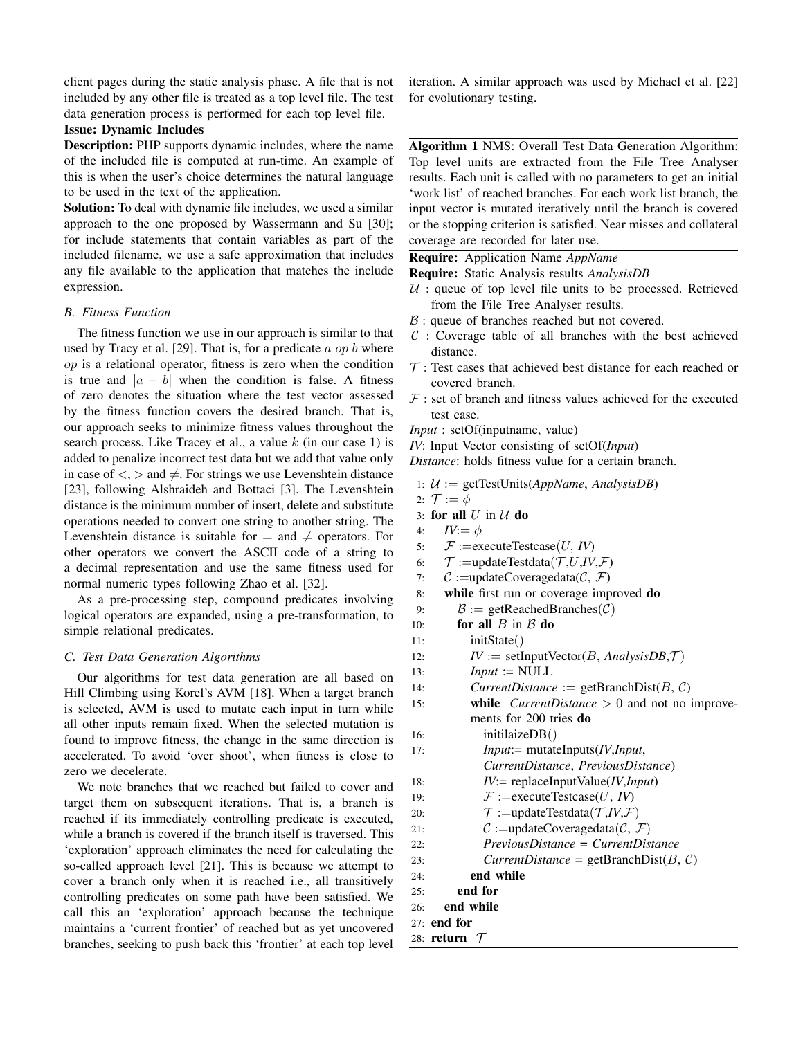client pages during the static analysis phase. A file that is not included by any other file is treated as a top level file. The test data generation process is performed for each top level file.

**Issue: Dynamic Includes**

**Description:** PHP supports dynamic includes, where the name of the included file is computed at run-time. An example of this is when the user's choice determines the natural language to be used in the text of the application.

**Solution:** To deal with dynamic file includes, we used a similar approach to the one proposed by Wassermann and Su [30]; for include statements that contain variables as part of the included filename, we use a safe approximation that includes any file available to the application that matches the include expression.

### B. Fitness Function

The fitness function we use in our approach is similar to that used by Tracy et al. [29]. That is, for a predicate $a\ op\ b$ where $op$ is a relational operator, fitness is zero when the condition is true and $|a - b|$ when the condition is false. A fitness of zero denotes the situation where the test vector assessed by the fitness function covers the desired branch. That is, our approach seeks to minimize fitness values throughout the search process. Like Tracey et al., a value $k$ (in our case 1) is added to penalize incorrect test data but we add that value only in case of $<$, $>$ and $\neq$. For strings we use Levenshtein distance [23], following Alshraideh and Bottaci [3]. The Levenshtein distance is the minimum number of insert, delete and substitute operations needed to convert one string to another string. The Levenshtein distance is suitable for $=$ and $\neq$ operators. For other operators we convert the ASCII code of a string to a decimal representation and use the same fitness used for normal numeric types following Zhao et al. [32].

As a pre-processing step, compound predicates involving logical operators are expanded, using a pre-transformation, to simple relational predicates.

### C. Test Data Generation Algorithms

Our algorithms for test data generation are all based on Hill Climbing using Korel's AVM [18]. When a target branch is selected, AVM is used to mutate each input in turn while all other inputs remain fixed. When the selected mutation is found to improve fitness, the change in the same direction is accelerated. To avoid 'over shoot', when fitness is close to zero we decelerate.

We note branches that we reached but failed to cover and target them on subsequent iterations. That is, a branch is reached if its immediately controlling predicate is executed, while a branch is covered if the branch itself is traversed. This 'exploration' approach eliminates the need for calculating the so-called approach level [21]. This is because we attempt to cover a branch only when it is reached i.e., all transitively controlling predicates on some path have been satisfied. We call this an 'exploration' approach because the technique maintains a 'current frontier' of reached but as yet uncovered branches, seeking to push back this 'frontier' at each top level iteration. A similar approach was used by Michael et al. [22] for evolutionary testing.

**Algorithm 1** NMS: Overall Test Data Generation Algorithm: Top level units are extracted from the File Tree Analyser results. Each unit is called with no parameters to get an initial 'work list' of reached branches. For each work list branch, the input vector is mutated iteratively until the branch is covered or the stopping criterion is satisfied. Near misses and collateral coverage are recorded for later use.

**Require:** Application Name *AppName*
**Require:** Static Analysis results *AnalysisDB*

$\mathcal{U}$ : queue of top level file units to be processed. Retrieved from the File Tree Analyser results.
$\mathcal{B}$ : queue of branches reached but not covered.
$\mathcal{C}$ : Coverage table of all branches with the best achieved distance.
$\mathcal{T}$ : Test cases that achieved best distance for each reached or covered branch.
$\mathcal{F}$ : set of branch and fitness values achieved for the executed test case.
*Input* : setOf(inputname, value)
*IV*: Input Vector consisting of setOf(*Input*)
*Distance*: holds fitness value for a certain branch.

```
1:  U := getTestUnits(AppName, AnalysisDB)
2:  T := φ
3:  for all U in U do
4:     IV := φ
5:     F := executeTestcase(U, IV)
6:     T := updateTestdata(T, U, IV, F)
7:     C := updateCoveragedata(C, F)
8:     while first run or coverage improved do
9:        B := getReachedBranches(C)
10:       for all B in B do
11:          initState()
12:          IV := setInputVector(B, AnalysisDB, T)
13:          Input := NULL
14:          CurrentDistance := getBranchDist(B, C)
15:          while CurrentDistance > 0 and not no improvements for 200 tries do
16:             initilaizeDB()
17:             Input := mutateInputs(IV, Input,
                         CurrentDistance, PreviousDistance)
18:             IV := replaceInputValue(IV, Input)
19:             F := executeTestcase(U, IV)
20:             T := updateTestdata(T, IV, F)
21:             C := updateCoveragedata(C, F)
22:             PreviousDistance = CurrentDistance
23:             CurrentDistance = getBranchDist(B, C)
24:          end while
25:       end for
26:    end while
27: end for
28: return T
```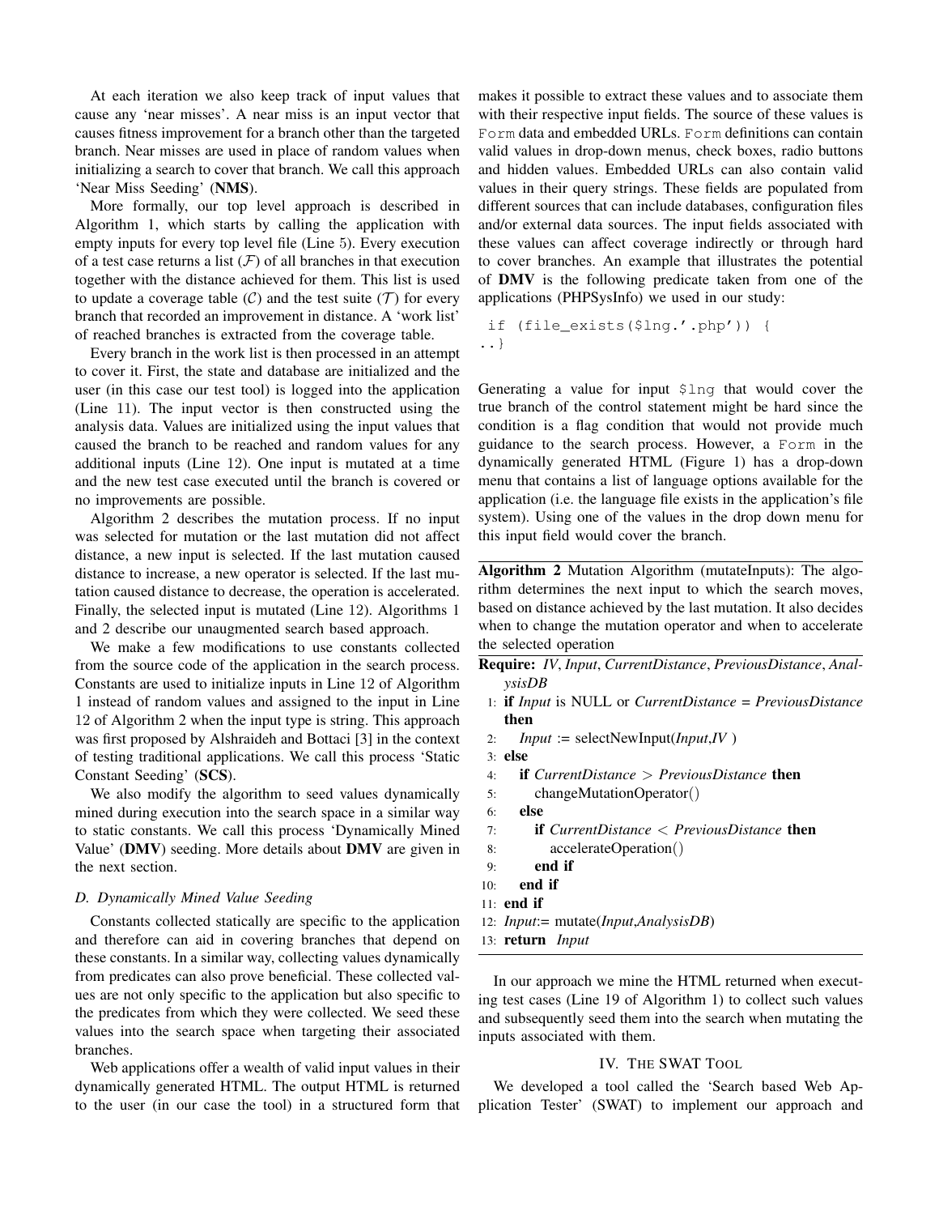At each iteration we also keep track of input values that cause any 'near misses'. A near miss is an input vector that causes fitness improvement for a branch other than the targeted branch. Near misses are used in place of random values when initializing a search to cover that branch. We call this approach 'Near Miss Seeding' (**NMS**).

More formally, our top level approach is described in Algorithm 1, which starts by calling the application with empty inputs for every top level file (Line 5). Every execution of a test case returns a list ($\mathcal{F}$) of all branches in that execution together with the distance achieved for them. This list is used to update a coverage table ($\mathcal{C}$) and the test suite ($\mathcal{T}$) for every branch that recorded an improvement in distance. A 'work list' of reached branches is extracted from the coverage table.

Every branch in the work list is then processed in an attempt to cover it. First, the state and database are initialized and the user (in this case our test tool) is logged into the application (Line 11). The input vector is then constructed using the analysis data. Values are initialized using the input values that caused the branch to be reached and random values for any additional inputs (Line 12). One input is mutated at a time and the new test case executed until the branch is covered or no improvements are possible.

Algorithm 2 describes the mutation process. If no input was selected for mutation or the last mutation did not affect distance, a new input is selected. If the last mutation caused distance to increase, a new operator is selected. If the last mutation caused distance to decrease, the operation is accelerated. Finally, the selected input is mutated (Line 12). Algorithms 1 and 2 describe our unaugmented search based approach.

We make a few modifications to use constants collected from the source code of the application in the search process. Constants are used to initialize inputs in Line 12 of Algorithm 1 instead of random values and assigned to the input in Line 12 of Algorithm 2 when the input type is string. This approach was first proposed by Alshraideh and Bottaci [3] in the context of testing traditional applications. We call this process 'Static Constant Seeding' (**SCS**).

We also modify the algorithm to seed values dynamically mined during execution into the search space in a similar way to static constants. We call this process 'Dynamically Mined Value' (**DMV**) seeding. More details about **DMV** are given in the next section.

### D. Dynamically Mined Value Seeding

Constants collected statically are specific to the application and therefore can aid in covering branches that depend on these constants. In a similar way, collecting values dynamically from predicates can also prove beneficial. These collected values are not only specific to the application but also specific to the predicates from which they were collected. We seed these values into the search space when targeting their associated branches.

Web applications offer a wealth of valid input values in their dynamically generated HTML. The output HTML is returned to the user (in our case the tool) in a structured form that makes it possible to extract these values and to associate them with their respective input fields. The source of these values is `Form` data and embedded URLs. `Form` definitions can contain valid values in drop-down menus, check boxes, radio buttons and hidden values. Embedded URLs can also contain valid values in their query strings. These fields are populated from different sources that can include databases, configuration files and/or external data sources. The input fields associated with these values can affect coverage indirectly or through hard to cover branches. An example that illustrates the potential of **DMV** is the following predicate taken from one of the applications (PHPSysInfo) we used in our study:

```
if (file_exists($lng.'.php')) {
..}
```

Generating a value for input `$lng` that would cover the true branch of the control statement might be hard since the condition is a flag condition that would not provide much guidance to the search process. However, a `Form` in the dynamically generated HTML (Figure 1) has a drop-down menu that contains a list of language options available for the application (i.e. the language file exists in the application's file system). Using one of the values in the drop down menu for this input field would cover the branch.

**Algorithm 2** Mutation Algorithm (mutateInputs): The algorithm determines the next input to which the search moves, based on distance achieved by the last mutation. It also decides when to change the mutation operator and when to accelerate the selected operation

**Require:** *IV*, *Input*, *CurrentDistance*, *PreviousDistance*, *AnalysisDB*
1: **if** *Input* is NULL or *CurrentDistance* = *PreviousDistance* **then**
2: &nbsp;&nbsp;&nbsp;&nbsp;*Input* := selectNewInput(*Input*,*IV* )
3: **else**
4: &nbsp;&nbsp;&nbsp;&nbsp;**if** *CurrentDistance* > *PreviousDistance* **then**
5: &nbsp;&nbsp;&nbsp;&nbsp;&nbsp;&nbsp;&nbsp;&nbsp;changeMutationOperator()
6: &nbsp;&nbsp;&nbsp;&nbsp;**else**
7: &nbsp;&nbsp;&nbsp;&nbsp;&nbsp;&nbsp;&nbsp;&nbsp;**if** *CurrentDistance* < *PreviousDistance* **then**
8: &nbsp;&nbsp;&nbsp;&nbsp;&nbsp;&nbsp;&nbsp;&nbsp;&nbsp;&nbsp;&nbsp;&nbsp;accelerateOperation()
9: &nbsp;&nbsp;&nbsp;&nbsp;&nbsp;&nbsp;&nbsp;&nbsp;**end if**
10: &nbsp;&nbsp;&nbsp;**end if**
11: **end if**
12: *Input*:= mutate(*Input*,*AnalysisDB*)
13: **return** *Input*

In our approach we mine the HTML returned when executing test cases (Line 19 of Algorithm 1) to collect such values and subsequently seed them into the search when mutating the inputs associated with them.

## IV. The SWAT Tool

We developed a tool called the 'Search based Web Application Tester' (SWAT) to implement our approach and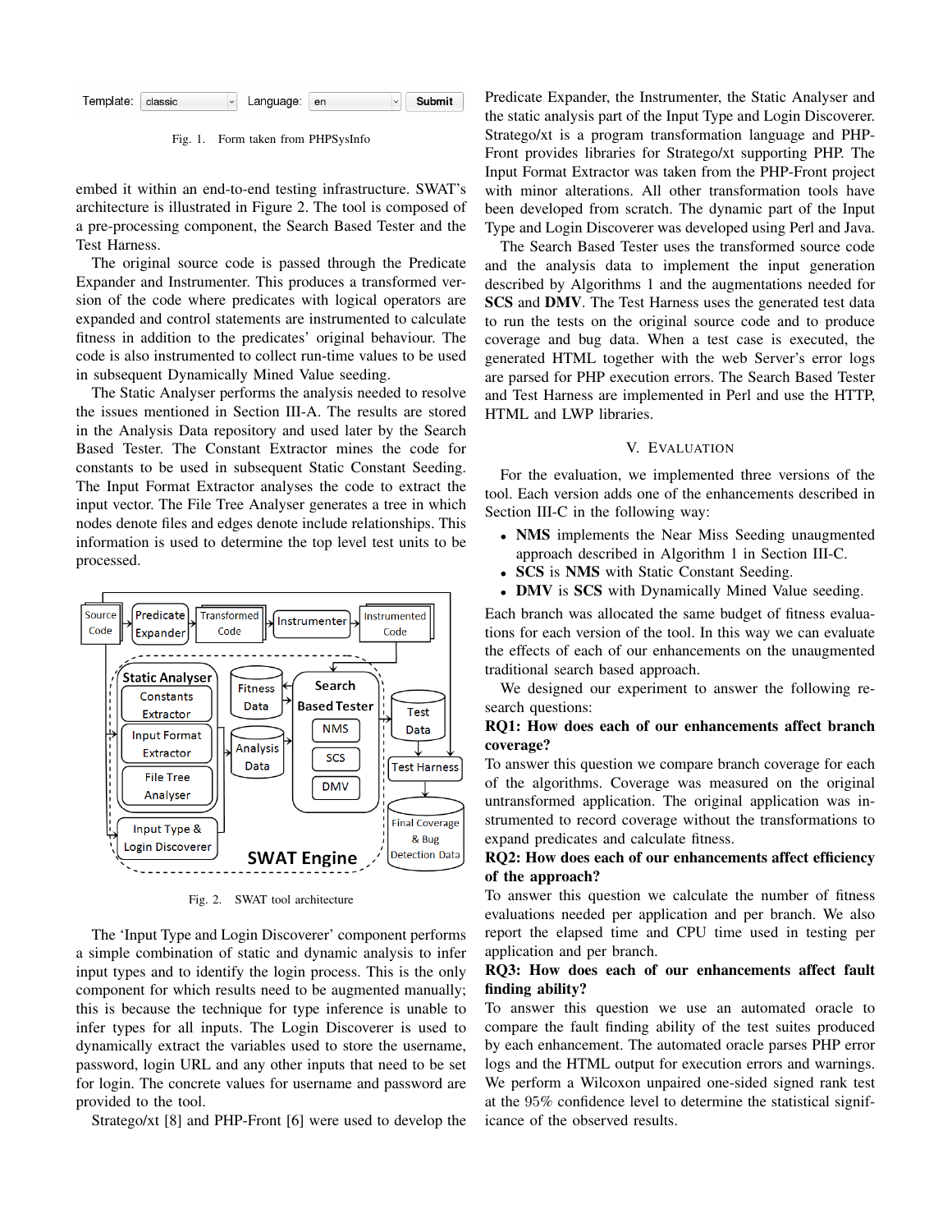Template: classic Language: en Submit

Fig. 1. Form taken from PHPSysInfo

embed it within an end-to-end testing infrastructure. SWAT's architecture is illustrated in Figure 2. The tool is composed of a pre-processing component, the Search Based Tester and the Test Harness.

The original source code is passed through the Predicate Expander and Instrumenter. This produces a transformed version of the code where predicates with logical operators are expanded and control statements are instrumented to calculate fitness in addition to the predicates' original behaviour. The code is also instrumented to collect run-time values to be used in subsequent Dynamically Mined Value seeding.

The Static Analyser performs the analysis needed to resolve the issues mentioned in Section III-A. The results are stored in the Analysis Data repository and used later by the Search Based Tester. The Constant Extractor mines the code for constants to be used in subsequent Static Constant Seeding. The Input Format Extractor analyses the code to extract the input vector. The File Tree Analyser generates a tree in which nodes denote files and edges denote include relationships. This information is used to determine the top level test units to be processed.

Source Code
Predicate Expander
Transformed Code
Instrumenter
Instrumented Code
Static Analyser
Constants Extractor
Input Format Extractor
File Tree Analyser
Input Type & Login Discoverer
Fitness Data
Analysis Data
Search Based Tester
NMS
SCS
DMV
Test Data
Test Harness
Final Coverage & Bug Detection Data
SWAT Engine

Fig. 2. SWAT tool architecture

The 'Input Type and Login Discoverer' component performs a simple combination of static and dynamic analysis to infer input types and to identify the login process. This is the only component for which results need to be augmented manually; this is because the technique for type inference is unable to infer types for all inputs. The Login Discoverer is used to dynamically extract the variables used to store the username, password, login URL and any other inputs that need to be set for login. The concrete values for username and password are provided to the tool.

Stratego/xt [8] and PHP-Front [6] were used to develop the Predicate Expander, the Instrumenter, the Static Analyser and the static analysis part of the Input Type and Login Discoverer. Stratego/xt is a program transformation language and PHP-Front provides libraries for Stratego/xt supporting PHP. The Input Format Extractor was taken from the PHP-Front project with minor alterations. All other transformation tools have been developed from scratch. The dynamic part of the Input Type and Login Discoverer was developed using Perl and Java.

The Search Based Tester uses the transformed source code and the analysis data to implement the input generation described by Algorithms 1 and the augmentations needed for **SCS** and **DMV**. The Test Harness uses the generated test data to run the tests on the original source code and to produce coverage and bug data. When a test case is executed, the generated HTML together with the web Server's error logs are parsed for PHP execution errors. The Search Based Tester and Test Harness are implemented in Perl and use the HTTP, HTML and LWP libraries.

## V. Evaluation

For the evaluation, we implemented three versions of the tool. Each version adds one of the enhancements described in Section III-C in the following way:

- **NMS** implements the Near Miss Seeding unaugmented approach described in Algorithm 1 in Section III-C.
- **SCS** is **NMS** with Static Constant Seeding.
- **DMV** is **SCS** with Dynamically Mined Value seeding.

Each branch was allocated the same budget of fitness evaluations for each version of the tool. In this way we can evaluate the effects of each of our enhancements on the unaugmented traditional search based approach.

We designed our experiment to answer the following research questions:

**RQ1: How does each of our enhancements affect branch coverage?**

To answer this question we compare branch coverage for each of the algorithms. Coverage was measured on the original untransformed application. The original application was instrumented to record coverage without the transformations to expand predicates and calculate fitness.

**RQ2: How does each of our enhancements affect efficiency of the approach?**

To answer this question we calculate the number of fitness evaluations needed per application and per branch. We also report the elapsed time and CPU time used in testing per application and per branch.

**RQ3: How does each of our enhancements affect fault finding ability?**

To answer this question we use an automated oracle to compare the fault finding ability of the test suites produced by each enhancement. The automated oracle parses PHP error logs and the HTML output for execution errors and warnings. We perform a Wilcoxon unpaired one-sided signed rank test at the 95% confidence level to determine the statistical significance of the observed results.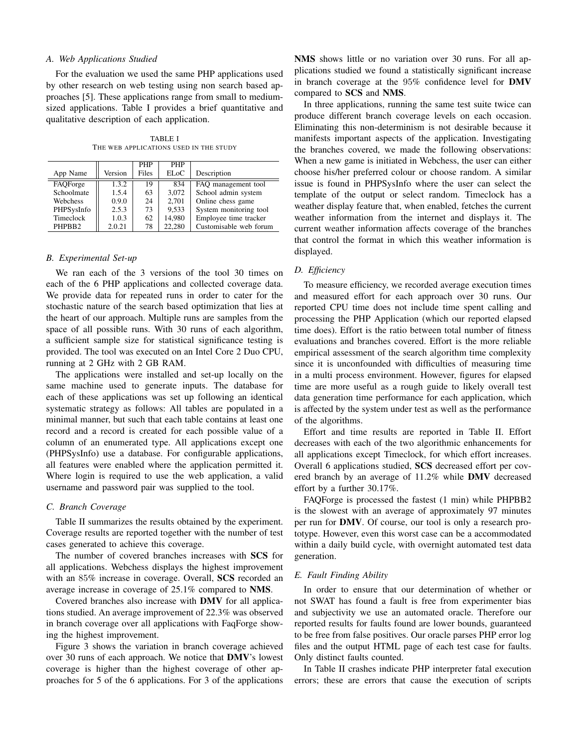### A. Web Applications Studied

For the evaluation we used the same PHP applications used by other research on web testing using non search based approaches [5]. These applications range from small to medium-sized applications. Table I provides a brief quantitative and qualitative description of each application.

TABLE I
THE WEB APPLICATIONS USED IN THE STUDY

| App Name | Version | PHP Files | PHP ELoC | Description |
|---|---|---|---|---|
| FAQForge | 1.3.2 | 19 | 834 | FAQ management tool |
| Schoolmate | 1.5.4 | 63 | 3,072 | School admin system |
| Webchess | 0.9.0 | 24 | 2,701 | Online chess game |
| PHPSysInfo | 2.5.3 | 73 | 9,533 | System monitoring tool |
| Timeclock | 1.0.3 | 62 | 14,980 | Employee time tracker |
| PHPBB2 | 2.0.21 | 78 | 22,280 | Customisable web forum |

### B. Experimental Set-up

We ran each of the 3 versions of the tool 30 times on each of the 6 PHP applications and collected coverage data. We provide data for repeated runs in order to cater for the stochastic nature of the search based optimization that lies at the heart of our approach. Multiple runs are samples from the space of all possible runs. With 30 runs of each algorithm, a sufficient sample size for statistical significance testing is provided. The tool was executed on an Intel Core 2 Duo CPU, running at 2 GHz with 2 GB RAM.

The applications were installed and set-up locally on the same machine used to generate inputs. The database for each of these applications was set up following an identical systematic strategy as follows: All tables are populated in a minimal manner, but such that each table contains at least one record and a record is created for each possible value of a column of an enumerated type. All applications except one (PHPSysInfo) use a database. For configurable applications, all features were enabled where the application permitted it. Where login is required to use the web application, a valid username and password pair was supplied to the tool.

### C. Branch Coverage

Table II summarizes the results obtained by the experiment. Coverage results are reported together with the number of test cases generated to achieve this coverage.

The number of covered branches increases with **SCS** for all applications. Webchess displays the highest improvement with an $85\%$ increase in coverage. Overall, **SCS** recorded an average increase in coverage of 25.1% compared to **NMS**.

Covered branches also increase with **DMV** for all applications studied. An average improvement of 22.3% was observed in branch coverage over all applications with FaqForge showing the highest improvement.

Figure 3 shows the variation in branch coverage achieved over 30 runs of each approach. We notice that **DMV**'s lowest coverage is higher than the highest coverage of other approaches for 5 of the 6 applications. For 3 of the applications **NMS** shows little or no variation over 30 runs. For all applications studied we found a statistically significant increase in branch coverage at the $95\%$ confidence level for **DMV** compared to **SCS** and **NMS**.

In three applications, running the same test suite twice can produce different branch coverage levels on each occasion. Eliminating this non-determinism is not desirable because it manifests important aspects of the application. Investigating the branches covered, we made the following observations: When a new game is initiated in Webchess, the user can either choose his/her preferred colour or choose random. A similar issue is found in PHPSysInfo where the user can select the template of the output or select random. Timeclock has a weather display feature that, when enabled, fetches the current weather information from the internet and displays it. The current weather information affects coverage of the branches that control the format in which this weather information is displayed.

### D. Efficiency

To measure efficiency, we recorded average execution times and measured effort for each approach over 30 runs. Our reported CPU time does not include time spent calling and processing the PHP Application (which our reported elapsed time does). Effort is the ratio between total number of fitness evaluations and branches covered. Effort is the more reliable empirical assessment of the search algorithm time complexity since it is unconfounded with difficulties of measuring time in a multi process environment. However, figures for elapsed time are more useful as a rough guide to likely overall test data generation time performance for each application, which is affected by the system under test as well as the performance of the algorithms.

Effort and time results are reported in Table II. Effort decreases with each of the two algorithmic enhancements for all applications except Timeclock, for which effort increases. Overall 6 applications studied, **SCS** decreased effort per covered branch by an average of 11.2% while **DMV** decreased effort by a further 30.17%.

FAQForge is processed the fastest (1 min) while PHPBB2 is the slowest with an average of approximately 97 minutes per run for **DMV**. Of course, our tool is only a research prototype. However, even this worst case can be a accommodated within a daily build cycle, with overnight automated test data generation.

### E. Fault Finding Ability

In order to ensure that our determination of whether or not SWAT has found a fault is free from experimenter bias and subjectivity we use an automated oracle. Therefore our reported results for faults found are lower bounds, guaranteed to be free from false positives. Our oracle parses PHP error log files and the output HTML page of each test case for faults. Only distinct faults counted.

In Table II crashes indicate PHP interpreter fatal execution errors; these are errors that cause the execution of scripts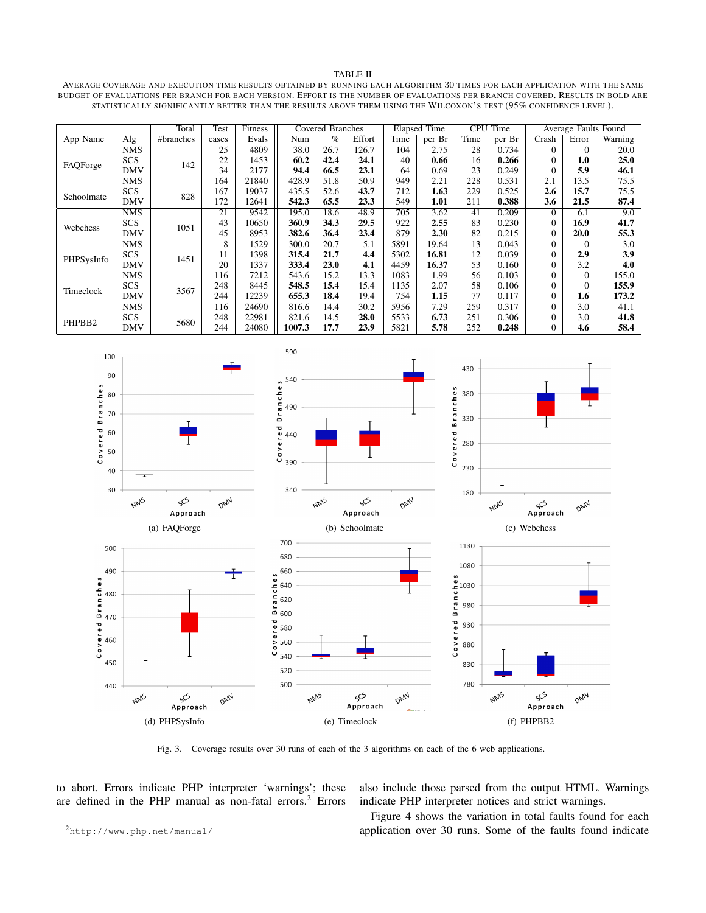TABLE II

AVERAGE COVERAGE AND EXECUTION TIME RESULTS OBTAINED BY RUNNING EACH ALGORITHM 30 TIMES FOR EACH APPLICATION WITH THE SAME BUDGET OF EVALUATIONS PER BRANCH FOR EACH VERSION. EFFORT IS THE NUMBER OF EVALUATIONS PER BRANCH COVERED. RESULTS IN BOLD ARE STATISTICALLY SIGNIFICANTLY BETTER THAN THE RESULTS ABOVE THEM USING THE WILCOXON'S TEST (95% CONFIDENCE LEVEL).

| App Name | Alg | Total #branches | Test cases | Fitness Evals | Covered Branches | | | Elapsed Time | | CPU Time | | Average Faults Found | | |
|---|---|---|---|---|---|---|---|---|---|---|---|---|---|---|
| | | | | | Num | % | Effort | Time | per Br | Time | per Br | Crash | Error | Warning |
| FAQForge | NMS | 142 | 25 | 4809 | 38.0 | 26.7 | 126.7 | 104 | 2.75 | 28 | 0.734 | 0 | 0 | 20.0 |
| | SCS | | 22 | 1453 | **60.2** | **42.4** | **24.1** | 40 | **0.66** | 16 | **0.266** | 0 | **1.0** | **25.0** |
| | DMV | | 34 | 2177 | **94.4** | **66.5** | **23.1** | 64 | 0.69 | 23 | 0.249 | 0 | **5.9** | **46.1** |
| Schoolmate | NMS | 828 | 164 | 21840 | 428.9 | 51.8 | 50.9 | 949 | 2.21 | 228 | 0.531 | 2.1 | 13.5 | 75.5 |
| | SCS | | 167 | 19037 | 435.5 | 52.6 | **43.7** | 712 | **1.63** | 229 | 0.525 | **2.6** | **15.7** | 75.5 |
| | DMV | | 172 | 12641 | **542.3** | **65.5** | **23.3** | 549 | **1.01** | 211 | **0.388** | **3.6** | **21.5** | **87.4** |
| Webchess | NMS | 1051 | 21 | 9542 | 195.0 | 18.6 | 48.9 | 705 | 3.62 | 41 | 0.209 | 0 | 6.1 | 9.0 |
| | SCS | | 43 | 10650 | **360.9** | **34.3** | **29.5** | 922 | **2.55** | 83 | 0.230 | 0 | **16.9** | **41.7** |
| | DMV | | 45 | 8953 | **382.6** | **36.4** | **23.4** | 879 | **2.30** | 82 | 0.215 | 0 | **20.0** | **55.3** |
| PHPSysInfo | NMS | 1451 | 8 | 1529 | 300.0 | 20.7 | 5.1 | 5891 | 19.64 | 13 | 0.043 | 0 | 0 | 3.0 |
| | SCS | | 11 | 1398 | **315.4** | **21.7** | **4.4** | 5302 | **16.81** | 12 | 0.039 | 0 | **2.9** | **3.9** |
| | DMV | | 20 | 1337 | **333.4** | **23.0** | **4.1** | 4459 | **16.37** | 53 | 0.160 | 0 | 3.2 | **4.0** |
| Timeclock | NMS | 3567 | 116 | 7212 | 543.6 | 15.2 | 13.3 | 1083 | 1.99 | 56 | 0.103 | 0 | 0 | 155.0 |
| | SCS | | 248 | 8445 | **548.5** | **15.4** | 15.4 | 1135 | 2.07 | 58 | 0.106 | 0 | 0 | **155.9** |
| | DMV | | 244 | 12239 | **655.3** | **18.4** | 19.4 | 754 | **1.15** | 77 | 0.117 | 0 | **1.6** | **173.2** |
| PHPBB2 | NMS | 5680 | 116 | 24690 | 816.6 | 14.4 | 30.2 | 5956 | 7.29 | 259 | 0.317 | 0 | 3.0 | 41.1 |
| | SCS | | 248 | 22981 | 821.6 | 14.5 | **28.0** | 5533 | **6.73** | 251 | 0.306 | 0 | 3.0 | **41.8** |
| | DMV | | 244 | 24080 | **1007.3** | **17.7** | **23.9** | 5821 | **5.78** | 252 | **0.248** | 0 | **4.6** | **58.4** |

(a) FAQForge

(b) Schoolmate

(c) Webchess

(d) PHPSysInfo

(e) Timeclock

(f) PHPBB2

Fig. 3. Coverage results over 30 runs of each of the 3 algorithms on each of the 6 web applications.

to abort. Errors indicate PHP interpreter 'warnings'; these are defined in the PHP manual as non-fatal errors.[2] Errors also include those parsed from the output HTML. Warnings indicate PHP interpreter notices and strict warnings.

Figure 4 shows the variation in total faults found for each application over 30 runs. Some of the faults found indicate

[2] http://www.php.net/manual/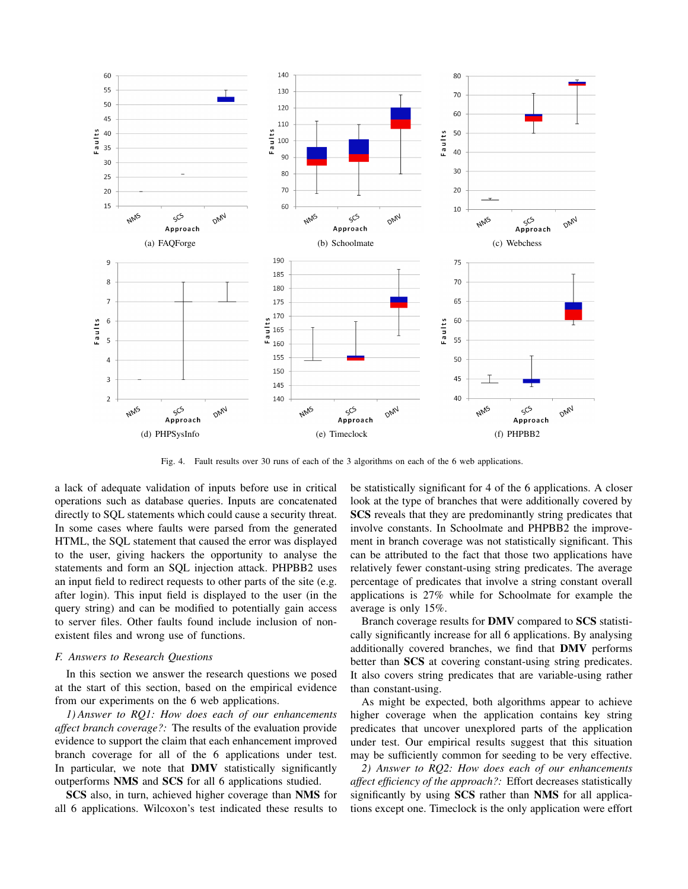(a) FAQForge

(b) Schoolmate

(c) Webchess

(d) PHPSysInfo

(e) Timeclock

(f) PHPBB2

Fig. 4. Fault results over 30 runs of each of the 3 algorithms on each of the 6 web applications.

a lack of adequate validation of inputs before use in critical operations such as database queries. Inputs are concatenated directly to SQL statements which could cause a security threat. In some cases where faults were parsed from the generated HTML, the SQL statement that caused the error was displayed to the user, giving hackers the opportunity to analyse the statements and form an SQL injection attack. PHPBB2 uses an input field to redirect requests to other parts of the site (e.g. after login). This input field is displayed to the user (in the query string) and can be modified to potentially gain access to server files. Other faults found include inclusion of non-existent files and wrong use of functions.

### F. Answers to Research Questions

In this section we answer the research questions we posed at the start of this section, based on the empirical evidence from our experiments on the 6 web applications.

*1) Answer to RQ1: How does each of our enhancements affect branch coverage?:* The results of the evaluation provide evidence to support the claim that each enhancement improved branch coverage for all of the 6 applications under test. In particular, we note that **DMV** statistically significantly outperforms **NMS** and **SCS** for all 6 applications studied.

**SCS** also, in turn, achieved higher coverage than **NMS** for all 6 applications. Wilcoxon's test indicated these results to be statistically significant for 4 of the 6 applications. A closer look at the type of branches that were additionally covered by **SCS** reveals that they are predominantly string predicates that involve constants. In Schoolmate and PHPBB2 the improvement in branch coverage was not statistically significant. This can be attributed to the fact that those two applications have relatively fewer constant-using string predicates. The average percentage of predicates that involve a string constant overall applications is 27% while for Schoolmate for example the average is only 15%.

Branch coverage results for **DMV** compared to **SCS** statistically significantly increase for all 6 applications. By analysing additionally covered branches, we find that **DMV** performs better than **SCS** at covering constant-using string predicates. It also covers string predicates that are variable-using rather than constant-using.

As might be expected, both algorithms appear to achieve higher coverage when the application contains key string predicates that uncover unexplored parts of the application under test. Our empirical results suggest that this situation may be sufficiently common for seeding to be very effective.

*2) Answer to RQ2: How does each of our enhancements affect efficiency of the approach?:* Effort decreases statistically significantly by using **SCS** rather than **NMS** for all applications except one. Timeclock is the only application were effort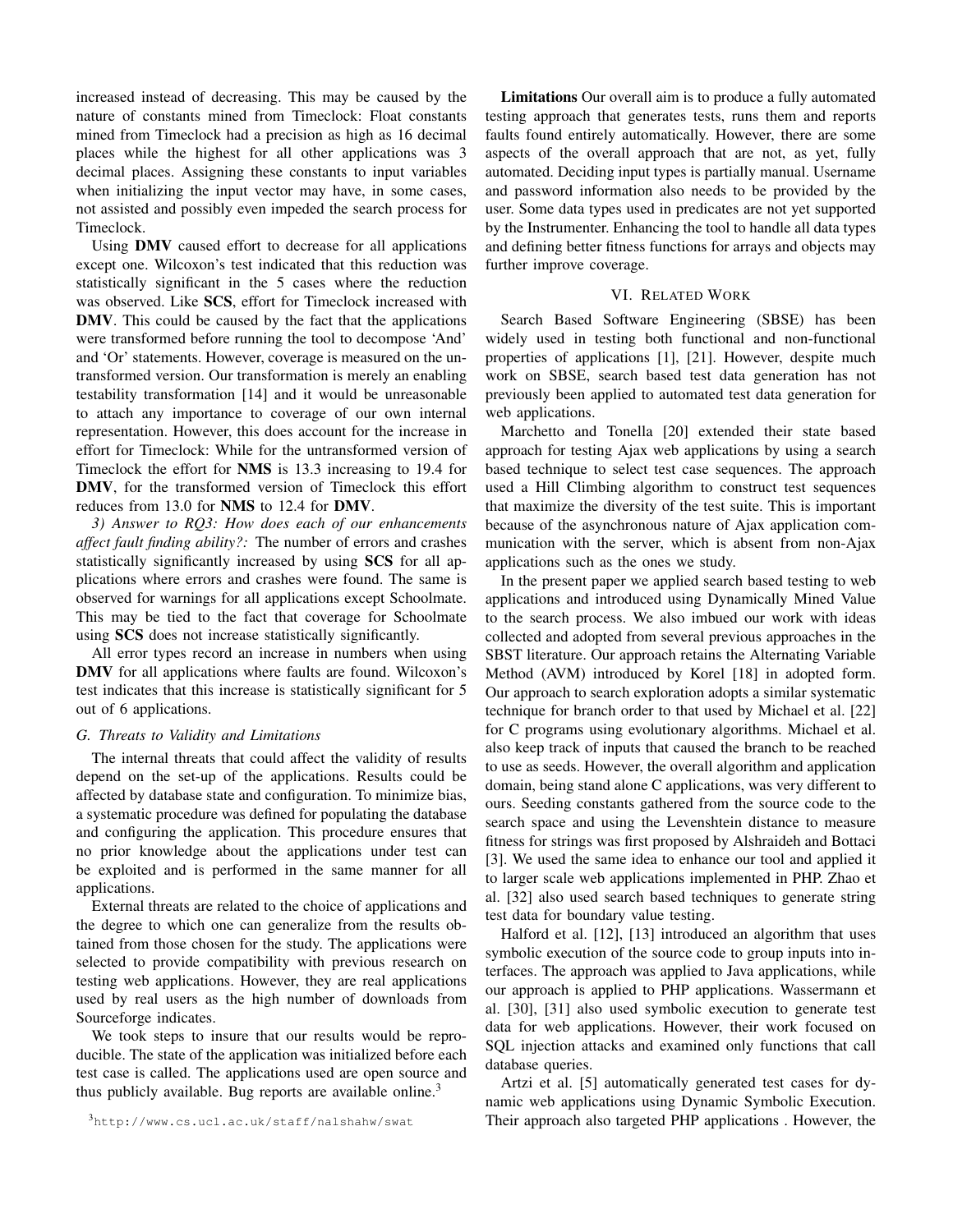increased instead of decreasing. This may be caused by the nature of constants mined from Timeclock: Float constants mined from Timeclock had a precision as high as 16 decimal places while the highest for all other applications was 3 decimal places. Assigning these constants to input variables when initializing the input vector may have, in some cases, not assisted and possibly even impeded the search process for Timeclock.

Using **DMV** caused effort to decrease for all applications except one. Wilcoxon's test indicated that this reduction was statistically significant in the 5 cases where the reduction was observed. Like **SCS**, effort for Timeclock increased with **DMV**. This could be caused by the fact that the applications were transformed before running the tool to decompose 'And' and 'Or' statements. However, coverage is measured on the untransformed version. Our transformation is merely an enabling testability transformation [14] and it would be unreasonable to attach any importance to coverage of our own internal representation. However, this does account for the increase in effort for Timeclock: While for the untransformed version of Timeclock the effort for **NMS** is 13.3 increasing to 19.4 for **DMV**, for the transformed version of Timeclock this effort reduces from 13.0 for **NMS** to 12.4 for **DMV**.

*3) Answer to RQ3: How does each of our enhancements affect fault finding ability?:* The number of errors and crashes statistically significantly increased by using **SCS** for all applications where errors and crashes were found. The same is observed for warnings for all applications except Schoolmate. This may be tied to the fact that coverage for Schoolmate using **SCS** does not increase statistically significantly.

All error types record an increase in numbers when using **DMV** for all applications where faults are found. Wilcoxon's test indicates that this increase is statistically significant for 5 out of 6 applications.

### G. Threats to Validity and Limitations

The internal threats that could affect the validity of results depend on the set-up of the applications. Results could be affected by database state and configuration. To minimize bias, a systematic procedure was defined for populating the database and configuring the application. This procedure ensures that no prior knowledge about the applications under test can be exploited and is performed in the same manner for all applications.

External threats are related to the choice of applications and the degree to which one can generalize from the results obtained from those chosen for the study. The applications were selected to provide compatibility with previous research on testing web applications. However, they are real applications used by real users as the high number of downloads from Sourceforge indicates.

We took steps to insure that our results would be reproducible. The state of the application was initialized before each test case is called. The applications used are open source and thus publicly available. Bug reports are available online.[3]

[3] http://www.cs.ucl.ac.uk/staff/nalshahw/swat

**Limitations** Our overall aim is to produce a fully automated testing approach that generates tests, runs them and reports faults found entirely automatically. However, there are some aspects of the overall approach that are not, as yet, fully automated. Deciding input types is partially manual. Username and password information also needs to be provided by the user. Some data types used in predicates are not yet supported by the Instrumenter. Enhancing the tool to handle all data types and defining better fitness functions for arrays and objects may further improve coverage.

## VI. Related Work

Search Based Software Engineering (SBSE) has been widely used in testing both functional and non-functional properties of applications [1], [21]. However, despite much work on SBSE, search based test data generation has not previously been applied to automated test data generation for web applications.

Marchetto and Tonella [20] extended their state based approach for testing Ajax web applications by using a search based technique to select test case sequences. The approach used a Hill Climbing algorithm to construct test sequences that maximize the diversity of the test suite. This is important because of the asynchronous nature of Ajax application communication with the server, which is absent from non-Ajax applications such as the ones we study.

In the present paper we applied search based testing to web applications and introduced using Dynamically Mined Value to the search process. We also imbued our work with ideas collected and adopted from several previous approaches in the SBST literature. Our approach retains the Alternating Variable Method (AVM) introduced by Korel [18] in adopted form. Our approach to search exploration adopts a similar systematic technique for branch order to that used by Michael et al. [22] for C programs using evolutionary algorithms. Michael et al. also keep track of inputs that caused the branch to be reached to use as seeds. However, the overall algorithm and application domain, being stand alone C applications, was very different to ours. Seeding constants gathered from the source code to the search space and using the Levenshtein distance to measure fitness for strings was first proposed by Alshraideh and Bottaci [3]. We used the same idea to enhance our tool and applied it to larger scale web applications implemented in PHP. Zhao et al. [32] also used search based techniques to generate string test data for boundary value testing.

Halford et al. [12], [13] introduced an algorithm that uses symbolic execution of the source code to group inputs into interfaces. The approach was applied to Java applications, while our approach is applied to PHP applications. Wassermann et al. [30], [31] also used symbolic execution to generate test data for web applications. However, their work focused on SQL injection attacks and examined only functions that call database queries.

Artzi et al. [5] automatically generated test cases for dynamic web applications using Dynamic Symbolic Execution. Their approach also targeted PHP applications . However, the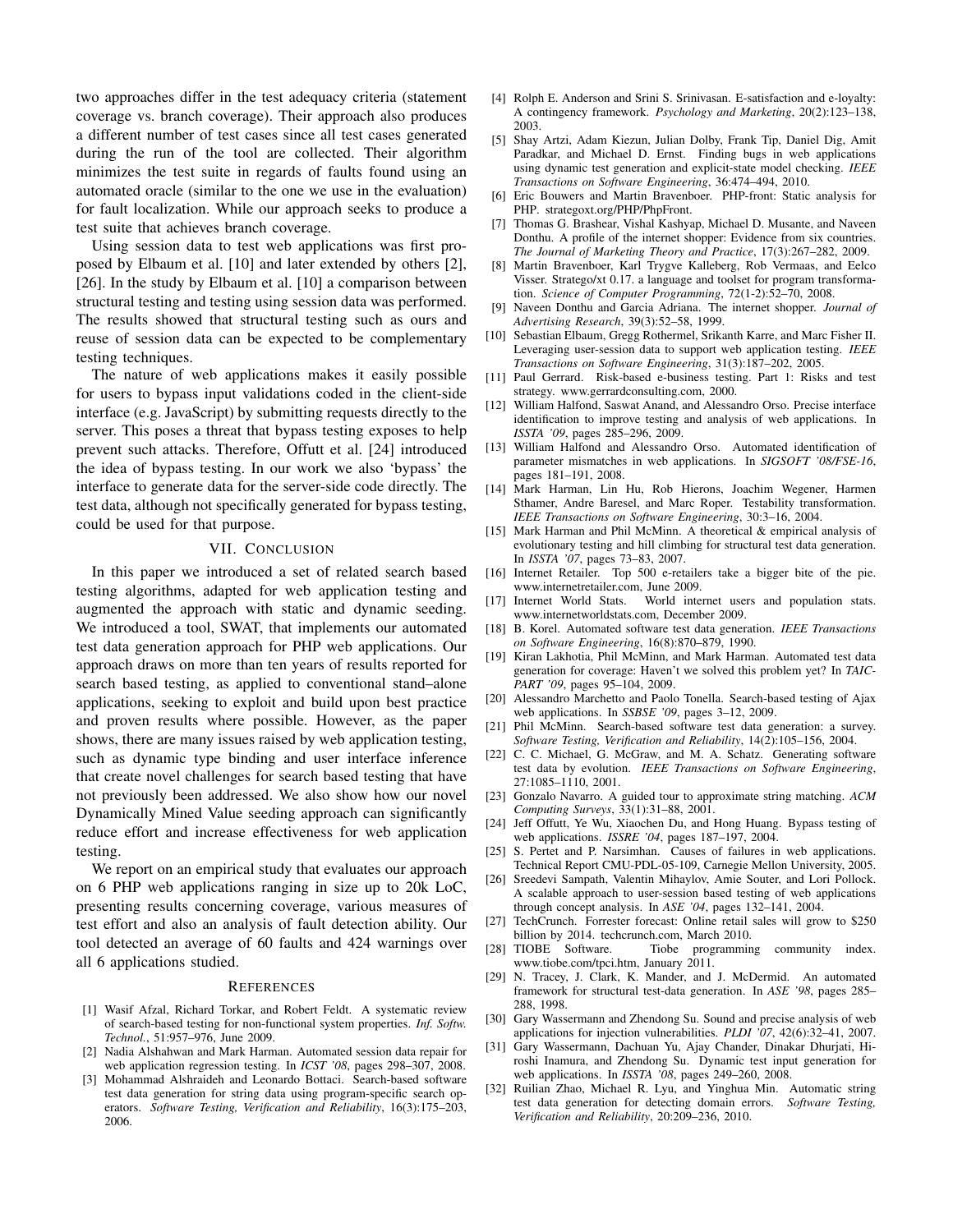two approaches differ in the test adequacy criteria (statement coverage vs. branch coverage). Their approach also produces a different number of test cases since all test cases generated during the run of the tool are collected. Their algorithm minimizes the test suite in regards of faults found using an automated oracle (similar to the one we use in the evaluation) for fault localization. While our approach seeks to produce a test suite that achieves branch coverage.

Using session data to test web applications was first proposed by Elbaum et al. [10] and later extended by others [2], [26]. In the study by Elbaum et al. [10] a comparison between structural testing and testing using session data was performed. The results showed that structural testing such as ours and reuse of session data can be expected to be complementary testing techniques.

The nature of web applications makes it easily possible for users to bypass input validations coded in the client-side interface (e.g. JavaScript) by submitting requests directly to the server. This poses a threat that bypass testing exposes to help prevent such attacks. Therefore, Offutt et al. [24] introduced the idea of bypass testing. In our work we also 'bypass' the interface to generate data for the server-side code directly. The test data, although not specifically generated for bypass testing, could be used for that purpose.

## VII. Conclusion

In this paper we introduced a set of related search based testing algorithms, adapted for web application testing and augmented the approach with static and dynamic seeding. We introduced a tool, SWAT, that implements our automated test data generation approach for PHP web applications. Our approach draws on more than ten years of results reported for search based testing, as applied to conventional stand–alone applications, seeking to exploit and build upon best practice and proven results where possible. However, as the paper shows, there are many issues raised by web application testing, such as dynamic type binding and user interface inference that create novel challenges for search based testing that have not previously been addressed. We also show how our novel Dynamically Mined Value seeding approach can significantly reduce effort and increase effectiveness for web application testing.

We report on an empirical study that evaluates our approach on 6 PHP web applications ranging in size up to 20k LoC, presenting results concerning coverage, various measures of test effort and also an analysis of fault detection ability. Our tool detected an average of 60 faults and 424 warnings over all 6 applications studied.

## References

[1] Wasif Afzal, Richard Torkar, and Robert Feldt. A systematic review of search-based testing for non-functional system properties. *Inf. Softw. Technol.*, 51:957–976, June 2009.

[2] Nadia Alshahwan and Mark Harman. Automated session data repair for web application regression testing. In *ICST '08*, pages 298–307, 2008.

[3] Mohammad Alshraideh and Leonardo Bottaci. Search-based software test data generation for string data using program-specific search operators. *Software Testing, Verification and Reliability*, 16(3):175–203, 2006.

[4] Rolph E. Anderson and Srini S. Srinivasan. E-satisfaction and e-loyalty: A contingency framework. *Psychology and Marketing*, 20(2):123–138, 2003.

[5] Shay Artzi, Adam Kiezun, Julian Dolby, Frank Tip, Daniel Dig, Amit Paradkar, and Michael D. Ernst. Finding bugs in web applications using dynamic test generation and explicit-state model checking. *IEEE Transactions on Software Engineering*, 36:474–494, 2010.

[6] Eric Bouwers and Martin Bravenboer. PHP-front: Static analysis for PHP. strategoxt.org/PHP/PhpFront.

[7] Thomas G. Brashear, Vishal Kashyap, Michael D. Musante, and Naveen Donthu. A profile of the internet shopper: Evidence from six countries. *The Journal of Marketing Theory and Practice*, 17(3):267–282, 2009.

[8] Martin Bravenboer, Karl Trygve Kalleberg, Rob Vermaas, and Eelco Visser. Stratego/xt 0.17. a language and toolset for program transformation. *Science of Computer Programming*, 72(1-2):52–70, 2008.

[9] Naveen Donthu and Garcia Adriana. The internet shopper. *Journal of Advertising Research*, 39(3):52–58, 1999.

[10] Sebastian Elbaum, Gregg Rothermel, Srikanth Karre, and Marc Fisher II. Leveraging user-session data to support web application testing. *IEEE Transactions on Software Engineering*, 31(3):187–202, 2005.

[11] Paul Gerrard. Risk-based e-business testing. Part 1: Risks and test strategy. www.gerrardconsulting.com, 2000.

[12] William Halfond, Saswat Anand, and Alessandro Orso. Precise interface identification to improve testing and analysis of web applications. In *ISSTA '09*, pages 285–296, 2009.

[13] William Halfond and Alessandro Orso. Automated identification of parameter mismatches in web applications. In *SIGSOFT '08/FSE-16*, pages 181–191, 2008.

[14] Mark Harman, Lin Hu, Rob Hierons, Joachim Wegener, Harmen Sthamer, Andre Baresel, and Marc Roper. Testability transformation. *IEEE Transactions on Software Engineering*, 30:3–16, 2004.

[15] Mark Harman and Phil McMinn. A theoretical & empirical analysis of evolutionary testing and hill climbing for structural test data generation. In *ISSTA '07*, pages 73–83, 2007.

[16] Internet Retailer. Top 500 e-retailers take a bigger bite of the pie. www.internetretailer.com, June 2009.

[17] Internet World Stats. World internet users and population stats. www.internetworldstats.com, December 2009.

[18] B. Korel. Automated software test data generation. *IEEE Transactions on Software Engineering*, 16(8):870–879, 1990.

[19] Kiran Lakhotia, Phil McMinn, and Mark Harman. Automated test data generation for coverage: Haven't we solved this problem yet? In *TAIC-PART '09*, pages 95–104, 2009.

[20] Alessandro Marchetto and Paolo Tonella. Search-based testing of Ajax web applications. In *SSBSE '09*, pages 3–12, 2009.

[21] Phil McMinn. Search-based software test data generation: a survey. *Software Testing, Verification and Reliability*, 14(2):105–156, 2004.

[22] C. C. Michael, G. McGraw, and M. A. Schatz. Generating software test data by evolution. *IEEE Transactions on Software Engineering*, 27:1085–1110, 2001.

[23] Gonzalo Navarro. A guided tour to approximate string matching. *ACM Computing Surveys*, 33(1):31–88, 2001.

[24] Jeff Offutt, Ye Wu, Xiaochen Du, and Hong Huang. Bypass testing of web applications. *ISSRE '04*, pages 187–197, 2004.

[25] S. Pertet and P. Narsimhan. Causes of failures in web applications. Technical Report CMU-PDL-05-109, Carnegie Mellon University, 2005.

[26] Sreedevi Sampath, Valentin Mihaylov, Amie Souter, and Lori Pollock. A scalable approach to user-session based testing of web applications through concept analysis. In *ASE '04*, pages 132–141, 2004.

[27] TechCrunch. Forrester forecast: Online retail sales will grow to $250 billion by 2014. techcrunch.com, March 2010.

[28] TIOBE Software. Tiobe programming community index. www.tiobe.com/tpci.htm, January 2011.

[29] N. Tracey, J. Clark, K. Mander, and J. McDermid. An automated framework for structural test-data generation. In *ASE '98*, pages 285–288, 1998.

[30] Gary Wassermann and Zhendong Su. Sound and precise analysis of web applications for injection vulnerabilities. *PLDI '07*, 42(6):32–41, 2007.

[31] Gary Wassermann, Dachuan Yu, Ajay Chander, Dinakar Dhurjati, Hiroshi Inamura, and Zhendong Su. Dynamic test input generation for web applications. In *ISSTA '08*, pages 249–260, 2008.

[32] Ruilian Zhao, Michael R. Lyu, and Yinghua Min. Automatic string test data generation for detecting domain errors. *Software Testing, Verification and Reliability*, 20:209–236, 2010.